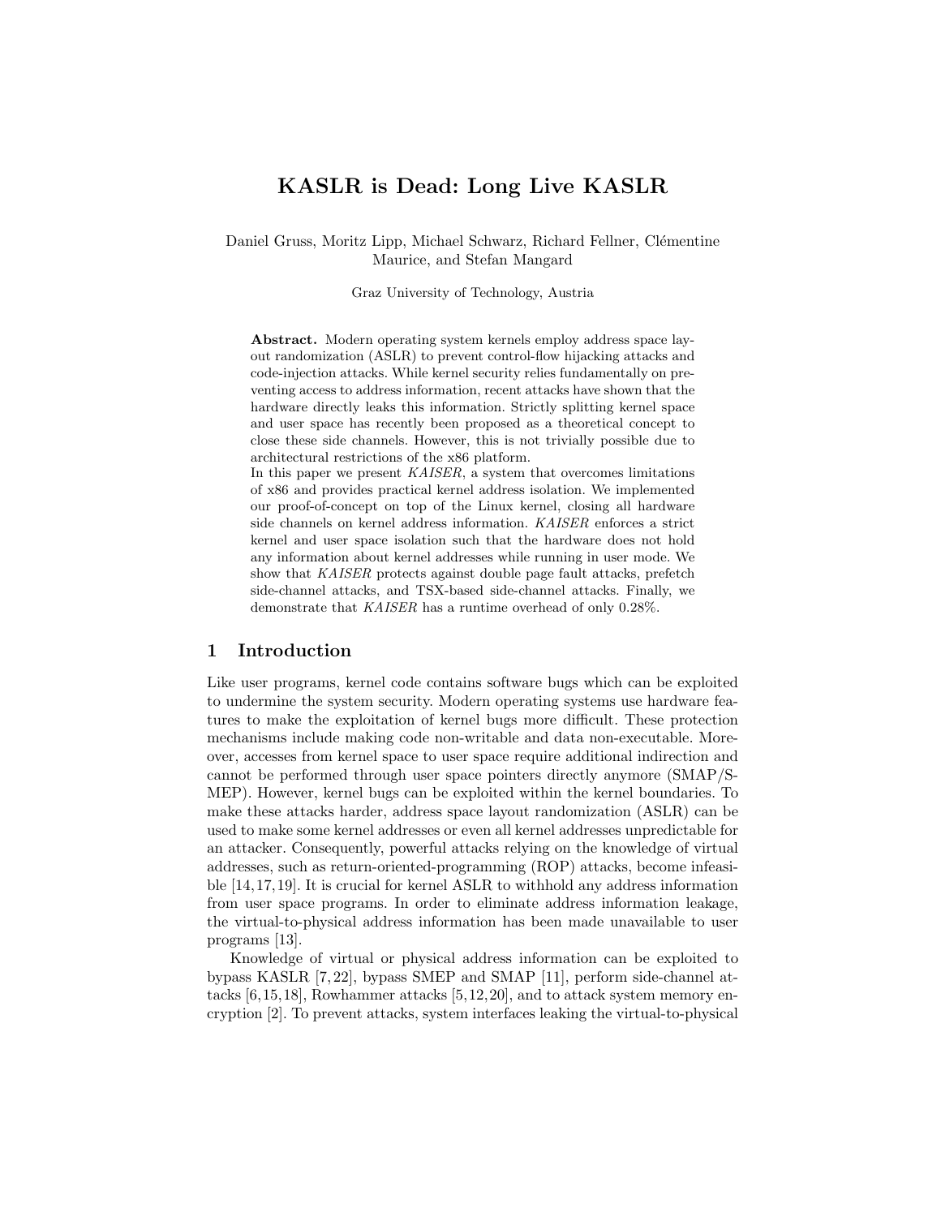# KASLR is Dead: Long Live KASLR

Daniel Gruss, Moritz Lipp, Michael Schwarz, Richard Fellner, Clémentine Maurice, and Stefan Mangard

Graz University of Technology, Austria

**Abstract.** Modern operating system kernels employ address space layout randomization (ASLR) to prevent control-flow hijacking attacks and code-injection attacks. While kernel security relies fundamentally on preventing access to address information, recent attacks have shown that the hardware directly leaks this information. Strictly splitting kernel space and user space has recently been proposed as a theoretical concept to close these side channels. However, this is not trivially possible due to architectural restrictions of the x86 platform.
In this paper we present *KAISER*, a system that overcomes limitations of x86 and provides practical kernel address isolation. We implemented our proof-of-concept on top of the Linux kernel, closing all hardware side channels on kernel address information. *KAISER* enforces a strict kernel and user space isolation such that the hardware does not hold any information about kernel addresses while running in user mode. We show that *KAISER* protects against double page fault attacks, prefetch side-channel attacks, and TSX-based side-channel attacks. Finally, we demonstrate that *KAISER* has a runtime overhead of only 0.28%.

## 1 Introduction

Like user programs, kernel code contains software bugs which can be exploited to undermine the system security. Modern operating systems use hardware features to make the exploitation of kernel bugs more difficult. These protection mechanisms include making code non-writable and data non-executable. Moreover, accesses from kernel space to user space require additional indirection and cannot be performed through user space pointers directly anymore (SMAP/SMEP). However, kernel bugs can be exploited within the kernel boundaries. To make these attacks harder, address space layout randomization (ASLR) can be used to make some kernel addresses or even all kernel addresses unpredictable for an attacker. Consequently, powerful attacks relying on the knowledge of virtual addresses, such as return-oriented-programming (ROP) attacks, become infeasible [14,17,19]. It is crucial for kernel ASLR to withhold any address information from user space programs. In order to eliminate address information leakage, the virtual-to-physical address information has been made unavailable to user programs [13].

Knowledge of virtual or physical address information can be exploited to bypass KASLR [7,22], bypass SMEP and SMAP [11], perform side-channel attacks [6,15,18], Rowhammer attacks [5,12,20], and to attack system memory encryption [2]. To prevent attacks, system interfaces leaking the virtual-to-physical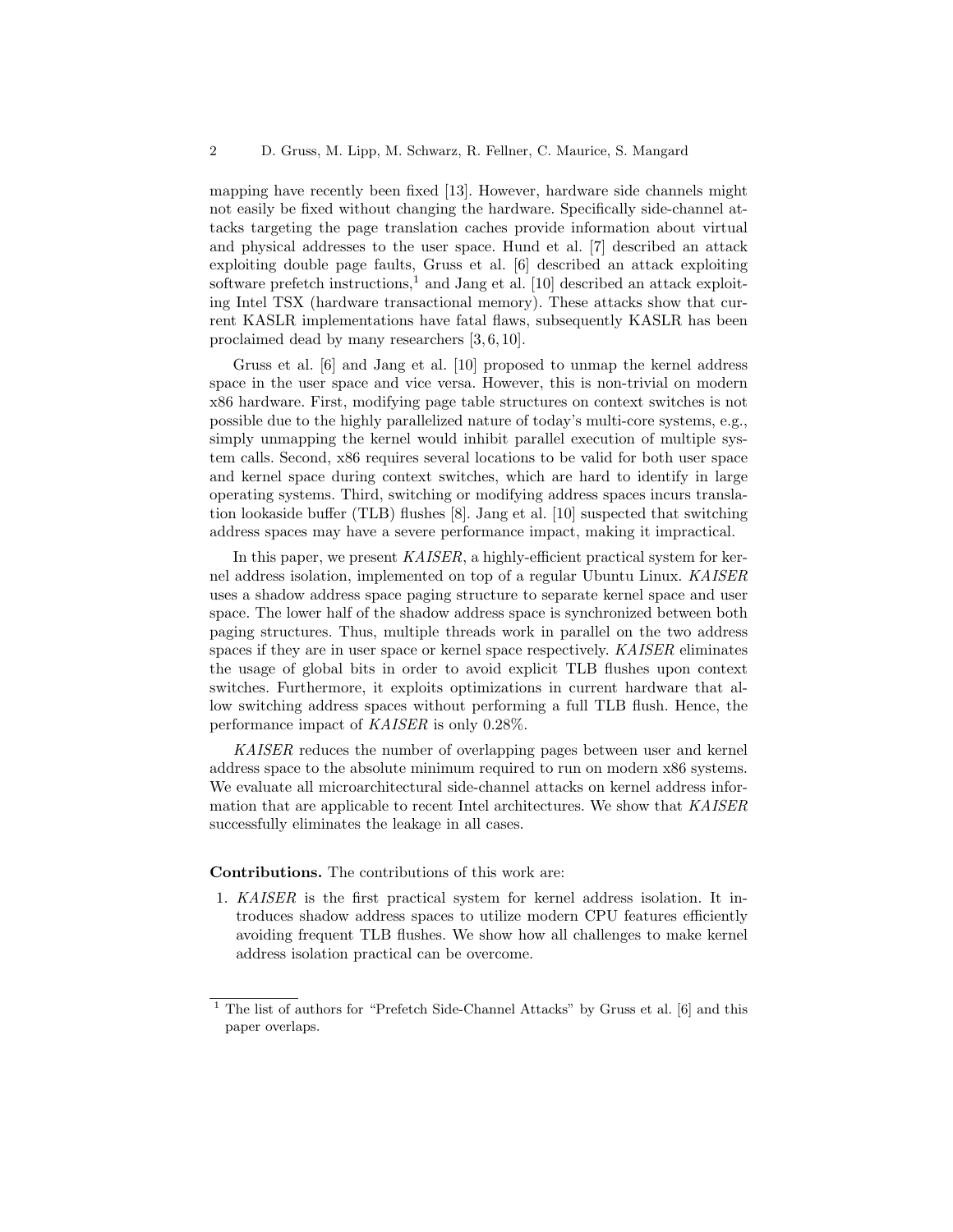mapping have recently been fixed [13]. However, hardware side channels might not easily be fixed without changing the hardware. Specifically side-channel attacks targeting the page translation caches provide information about virtual and physical addresses to the user space. Hund et al. [7] described an attack exploiting double page faults, Gruss et al. [6] described an attack exploiting software prefetch instructions,[1] and Jang et al. [10] described an attack exploiting Intel TSX (hardware transactional memory). These attacks show that current KASLR implementations have fatal flaws, subsequently KASLR has been proclaimed dead by many researchers [3, 6, 10].

Gruss et al. [6] and Jang et al. [10] proposed to unmap the kernel address space in the user space and vice versa. However, this is non-trivial on modern x86 hardware. First, modifying page table structures on context switches is not possible due to the highly parallelized nature of today's multi-core systems, e.g., simply unmapping the kernel would inhibit parallel execution of multiple system calls. Second, x86 requires several locations to be valid for both user space and kernel space during context switches, which are hard to identify in large operating systems. Third, switching or modifying address spaces incurs translation lookaside buffer (TLB) flushes [8]. Jang et al. [10] suspected that switching address spaces may have a severe performance impact, making it impractical.

In this paper, we present *KAISER*, a highly-efficient practical system for kernel address isolation, implemented on top of a regular Ubuntu Linux. *KAISER* uses a shadow address space paging structure to separate kernel space and user space. The lower half of the shadow address space is synchronized between both paging structures. Thus, multiple threads work in parallel on the two address spaces if they are in user space or kernel space respectively. *KAISER* eliminates the usage of global bits in order to avoid explicit TLB flushes upon context switches. Furthermore, it exploits optimizations in current hardware that allow switching address spaces without performing a full TLB flush. Hence, the performance impact of *KAISER* is only 0.28%.

*KAISER* reduces the number of overlapping pages between user and kernel address space to the absolute minimum required to run on modern x86 systems. We evaluate all microarchitectural side-channel attacks on kernel address information that are applicable to recent Intel architectures. We show that *KAISER* successfully eliminates the leakage in all cases.

**Contributions.** The contributions of this work are:

1. *KAISER* is the first practical system for kernel address isolation. It introduces shadow address spaces to utilize modern CPU features efficiently avoiding frequent TLB flushes. We show how all challenges to make kernel address isolation practical can be overcome.

[1] The list of authors for "Prefetch Side-Channel Attacks" by Gruss et al. [6] and this paper overlaps.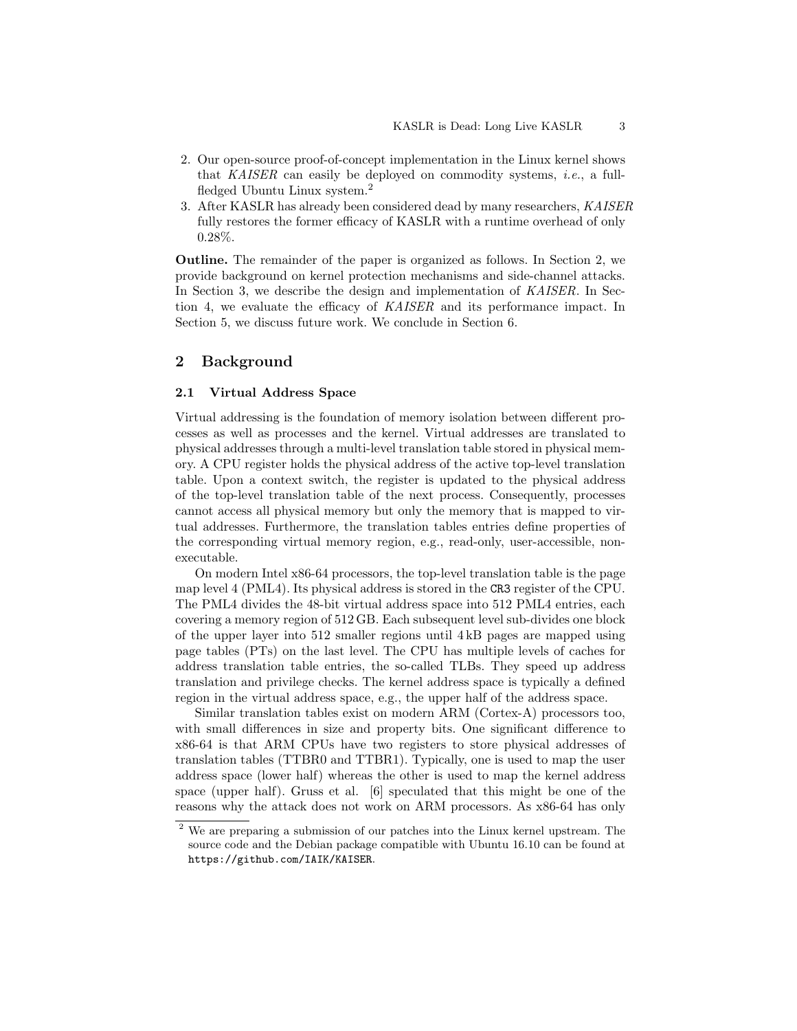2. Our open-source proof-of-concept implementation in the Linux kernel shows that *KAISER* can easily be deployed on commodity systems, *i.e.*, a full-fledged Ubuntu Linux system.[2]
3. After KASLR has already been considered dead by many researchers, *KAISER* fully restores the former efficacy of KASLR with a runtime overhead of only 0.28%.

**Outline.** The remainder of the paper is organized as follows. In Section 2, we provide background on kernel protection mechanisms and side-channel attacks. In Section 3, we describe the design and implementation of *KAISER*. In Section 4, we evaluate the efficacy of *KAISER* and its performance impact. In Section 5, we discuss future work. We conclude in Section 6.

## 2 Background

### 2.1 Virtual Address Space

Virtual addressing is the foundation of memory isolation between different processes as well as processes and the kernel. Virtual addresses are translated to physical addresses through a multi-level translation table stored in physical memory. A CPU register holds the physical address of the active top-level translation table. Upon a context switch, the register is updated to the physical address of the top-level translation table of the next process. Consequently, processes cannot access all physical memory but only the memory that is mapped to virtual addresses. Furthermore, the translation tables entries define properties of the corresponding virtual memory region, e.g., read-only, user-accessible, non-executable.

On modern Intel x86-64 processors, the top-level translation table is the page map level 4 (PML4). Its physical address is stored in the `CR3` register of the CPU. The PML4 divides the 48-bit virtual address space into 512 PML4 entries, each covering a memory region of 512 GB. Each subsequent level sub-divides one block of the upper layer into 512 smaller regions until 4 kB pages are mapped using page tables (PTs) on the last level. The CPU has multiple levels of caches for address translation table entries, the so-called TLBs. They speed up address translation and privilege checks. The kernel address space is typically a defined region in the virtual address space, e.g., the upper half of the address space.

Similar translation tables exist on modern ARM (Cortex-A) processors too, with small differences in size and property bits. One significant difference to x86-64 is that ARM CPUs have two registers to store physical addresses of translation tables (TTBR0 and TTBR1). Typically, one is used to map the user address space (lower half) whereas the other is used to map the kernel address space (upper half). Gruss et al. [6] speculated that this might be one of the reasons why the attack does not work on ARM processors. As x86-64 has only

[2] We are preparing a submission of our patches into the Linux kernel upstream. The source code and the Debian package compatible with Ubuntu 16.10 can be found at `https://github.com/IAIK/KAISER`.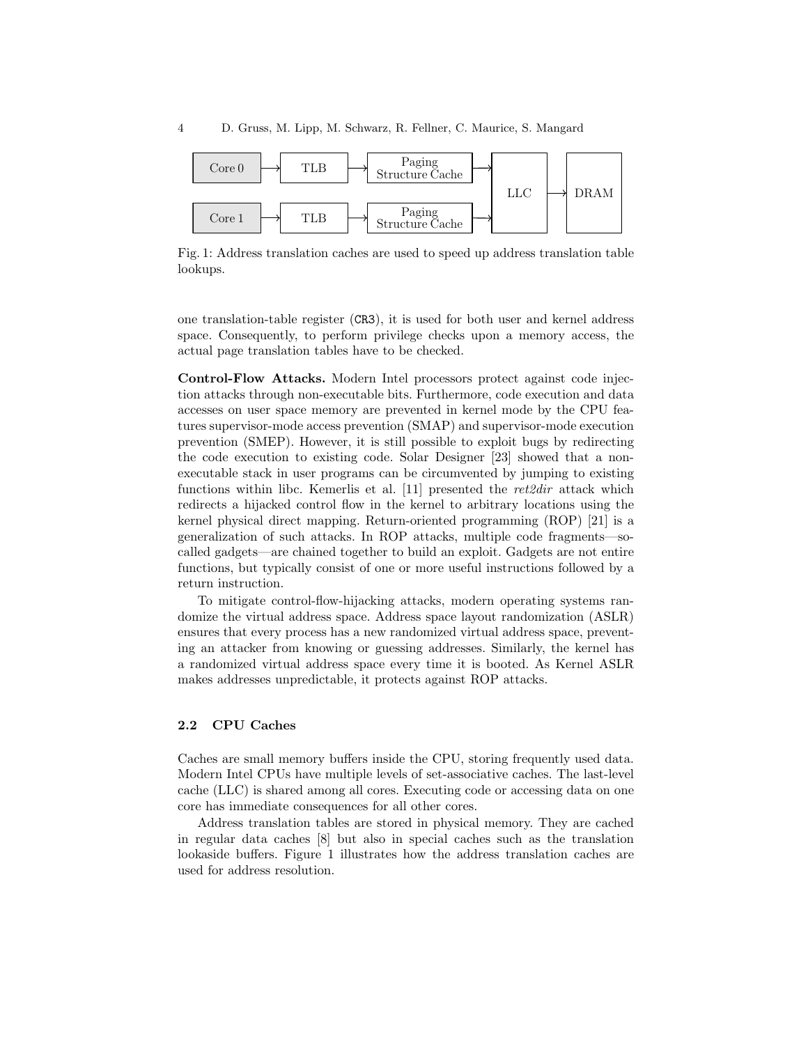Fig. 1: Address translation caches are used to speed up address translation table lookups.

one translation-table register (CR3), it is used for both user and kernel address space. Consequently, to perform privilege checks upon a memory access, the actual page translation tables have to be checked.

**Control-Flow Attacks.** Modern Intel processors protect against code injection attacks through non-executable bits. Furthermore, code execution and data accesses on user space memory are prevented in kernel mode by the CPU features supervisor-mode access prevention (SMAP) and supervisor-mode execution prevention (SMEP). However, it is still possible to exploit bugs by redirecting the code execution to existing code. Solar Designer [23] showed that a non-executable stack in user programs can be circumvented by jumping to existing functions within libc. Kemerlis et al. [11] presented the *ret2dir* attack which redirects a hijacked control flow in the kernel to arbitrary locations using the kernel physical direct mapping. Return-oriented programming (ROP) [21] is a generalization of such attacks. In ROP attacks, multiple code fragments—so-called gadgets—are chained together to build an exploit. Gadgets are not entire functions, but typically consist of one or more useful instructions followed by a return instruction.

To mitigate control-flow-hijacking attacks, modern operating systems randomize the virtual address space. Address space layout randomization (ASLR) ensures that every process has a new randomized virtual address space, preventing an attacker from knowing or guessing addresses. Similarly, the kernel has a randomized virtual address space every time it is booted. As Kernel ASLR makes addresses unpredictable, it protects against ROP attacks.

### 2.2 CPU Caches

Caches are small memory buffers inside the CPU, storing frequently used data. Modern Intel CPUs have multiple levels of set-associative caches. The last-level cache (LLC) is shared among all cores. Executing code or accessing data on one core has immediate consequences for all other cores.

Address translation tables are stored in physical memory. They are cached in regular data caches [8] but also in special caches such as the translation lookaside buffers. Figure 1 illustrates how the address translation caches are used for address resolution.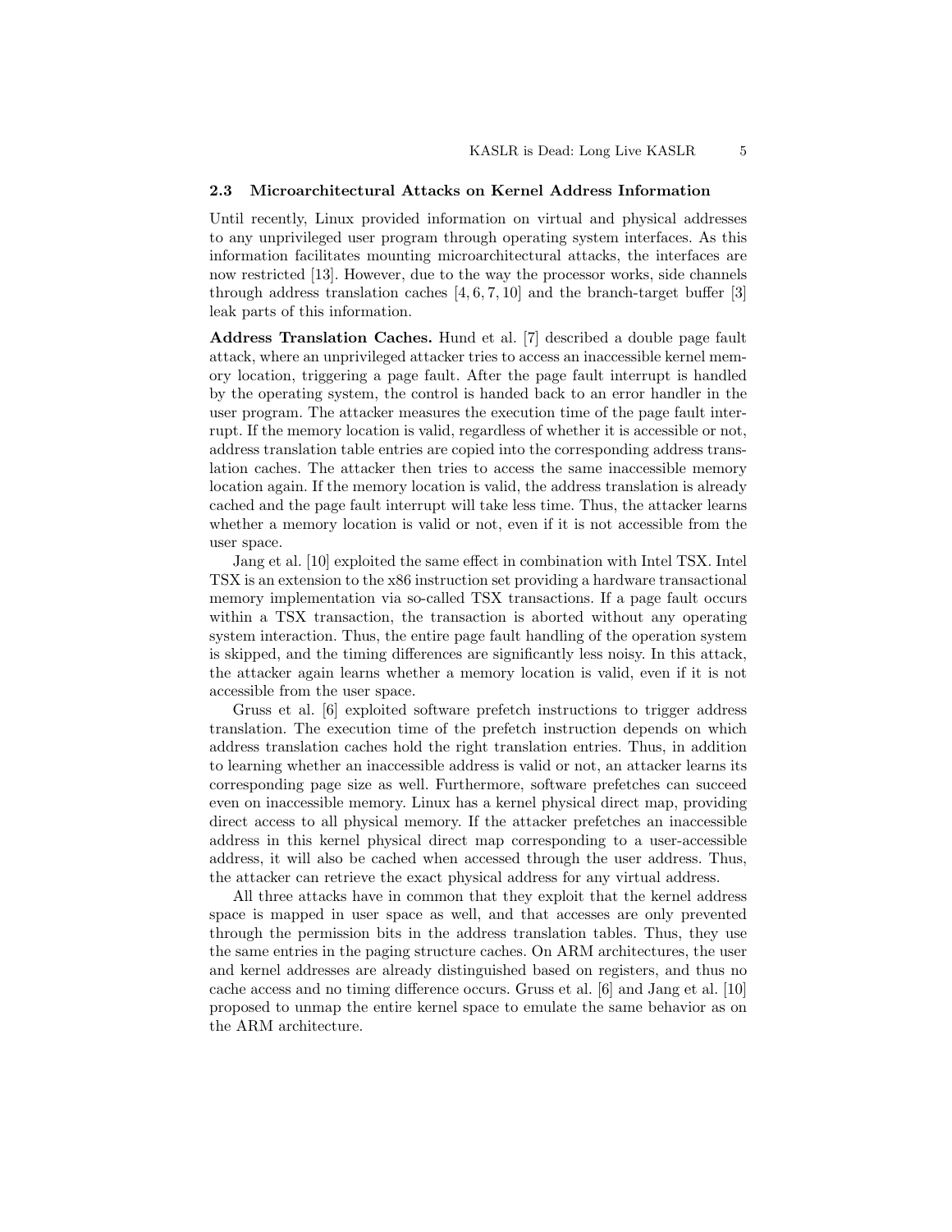### 2.3 Microarchitectural Attacks on Kernel Address Information

Until recently, Linux provided information on virtual and physical addresses to any unprivileged user program through operating system interfaces. As this information facilitates mounting microarchitectural attacks, the interfaces are now restricted [13]. However, due to the way the processor works, side channels through address translation caches [4, 6, 7, 10] and the branch-target buffer [3] leak parts of this information.

**Address Translation Caches.** Hund et al. [7] described a double page fault attack, where an unprivileged attacker tries to access an inaccessible kernel memory location, triggering a page fault. After the page fault interrupt is handled by the operating system, the control is handed back to an error handler in the user program. The attacker measures the execution time of the page fault interrupt. If the memory location is valid, regardless of whether it is accessible or not, address translation table entries are copied into the corresponding address translation caches. The attacker then tries to access the same inaccessible memory location again. If the memory location is valid, the address translation is already cached and the page fault interrupt will take less time. Thus, the attacker learns whether a memory location is valid or not, even if it is not accessible from the user space.

Jang et al. [10] exploited the same effect in combination with Intel TSX. Intel TSX is an extension to the x86 instruction set providing a hardware transactional memory implementation via so-called TSX transactions. If a page fault occurs within a TSX transaction, the transaction is aborted without any operating system interaction. Thus, the entire page fault handling of the operation system is skipped, and the timing differences are significantly less noisy. In this attack, the attacker again learns whether a memory location is valid, even if it is not accessible from the user space.

Gruss et al. [6] exploited software prefetch instructions to trigger address translation. The execution time of the prefetch instruction depends on which address translation caches hold the right translation entries. Thus, in addition to learning whether an inaccessible address is valid or not, an attacker learns its corresponding page size as well. Furthermore, software prefetches can succeed even on inaccessible memory. Linux has a kernel physical direct map, providing direct access to all physical memory. If the attacker prefetches an inaccessible address in this kernel physical direct map corresponding to a user-accessible address, it will also be cached when accessed through the user address. Thus, the attacker can retrieve the exact physical address for any virtual address.

All three attacks have in common that they exploit that the kernel address space is mapped in user space as well, and that accesses are only prevented through the permission bits in the address translation tables. Thus, they use the same entries in the paging structure caches. On ARM architectures, the user and kernel addresses are already distinguished based on registers, and thus no cache access and no timing difference occurs. Gruss et al. [6] and Jang et al. [10] proposed to unmap the entire kernel space to emulate the same behavior as on the ARM architecture.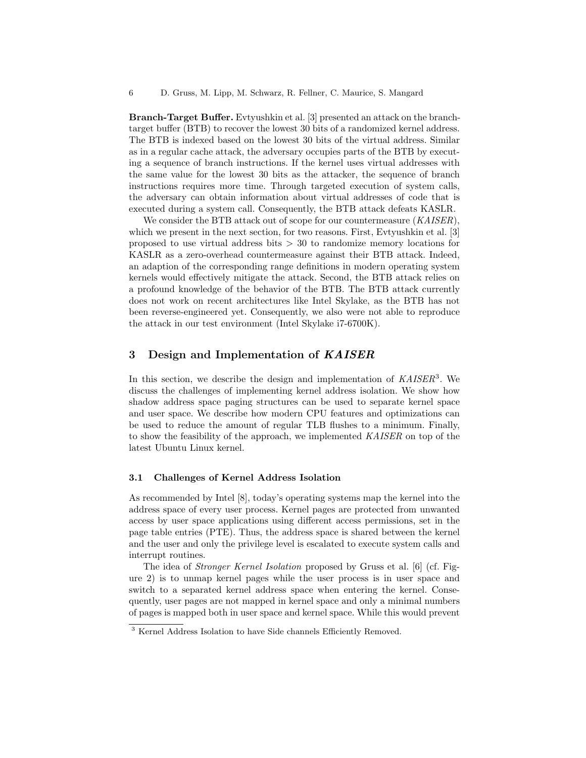**Branch-Target Buffer.** Evtyushkin et al. [3] presented an attack on the branch-target buffer (BTB) to recover the lowest 30 bits of a randomized kernel address. The BTB is indexed based on the lowest 30 bits of the virtual address. Similar as in a regular cache attack, the adversary occupies parts of the BTB by executing a sequence of branch instructions. If the kernel uses virtual addresses with the same value for the lowest 30 bits as the attacker, the sequence of branch instructions requires more time. Through targeted execution of system calls, the adversary can obtain information about virtual addresses of code that is executed during a system call. Consequently, the BTB attack defeats KASLR.

We consider the BTB attack out of scope for our countermeasure (*KAISER*), which we present in the next section, for two reasons. First, Evtyushkin et al. [3] proposed to use virtual address bits $> 30$ to randomize memory locations for KASLR as a zero-overhead countermeasure against their BTB attack. Indeed, an adaption of the corresponding range definitions in modern operating system kernels would effectively mitigate the attack. Second, the BTB attack relies on a profound knowledge of the behavior of the BTB. The BTB attack currently does not work on recent architectures like Intel Skylake, as the BTB has not been reverse-engineered yet. Consequently, we also were not able to reproduce the attack in our test environment (Intel Skylake i7-6700K).

## 3 Design and Implementation of *KAISER*

In this section, we describe the design and implementation of *KAISER*[3]. We discuss the challenges of implementing kernel address isolation. We show how shadow address space paging structures can be used to separate kernel space and user space. We describe how modern CPU features and optimizations can be used to reduce the amount of regular TLB flushes to a minimum. Finally, to show the feasibility of the approach, we implemented *KAISER* on top of the latest Ubuntu Linux kernel.

### 3.1 Challenges of Kernel Address Isolation

As recommended by Intel [8], today's operating systems map the kernel into the address space of every user process. Kernel pages are protected from unwanted access by user space applications using different access permissions, set in the page table entries (PTE). Thus, the address space is shared between the kernel and the user and only the privilege level is escalated to execute system calls and interrupt routines.

The idea of *Stronger Kernel Isolation* proposed by Gruss et al. [6] (cf. Figure 2) is to unmap kernel pages while the user process is in user space and switch to a separated kernel address space when entering the kernel. Consequently, user pages are not mapped in kernel space and only a minimal numbers of pages is mapped both in user space and kernel space. While this would prevent

[3] Kernel Address Isolation to have Side channels Efficiently Removed.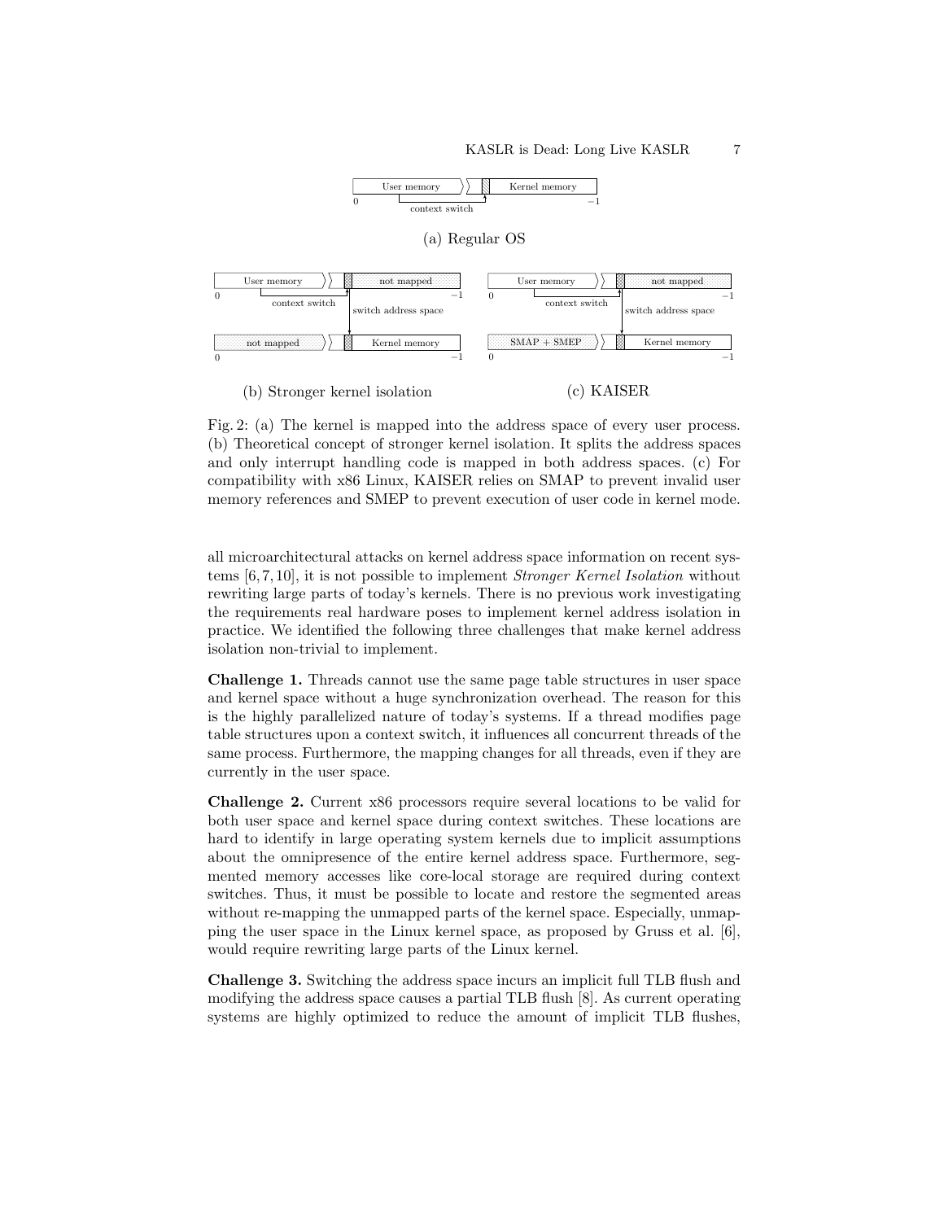Fig. 2: (a) The kernel is mapped into the address space of every user process. (b) Theoretical concept of stronger kernel isolation. It splits the address spaces and only interrupt handling code is mapped in both address spaces. (c) For compatibility with x86 Linux, KAISER relies on SMAP to prevent invalid user memory references and SMEP to prevent execution of user code in kernel mode.

all microarchitectural attacks on kernel address space information on recent systems [6,7,10], it is not possible to implement *Stronger Kernel Isolation* without rewriting large parts of today's kernels. There is no previous work investigating the requirements real hardware poses to implement kernel address isolation in practice. We identified the following three challenges that make kernel address isolation non-trivial to implement.

**Challenge 1.** Threads cannot use the same page table structures in user space and kernel space without a huge synchronization overhead. The reason for this is the highly parallelized nature of today's systems. If a thread modifies page table structures upon a context switch, it influences all concurrent threads of the same process. Furthermore, the mapping changes for all threads, even if they are currently in the user space.

**Challenge 2.** Current x86 processors require several locations to be valid for both user space and kernel space during context switches. These locations are hard to identify in large operating system kernels due to implicit assumptions about the omnipresence of the entire kernel address space. Furthermore, segmented memory accesses like core-local storage are required during context switches. Thus, it must be possible to locate and restore the segmented areas without re-mapping the unmapped parts of the kernel space. Especially, unmapping the user space in the Linux kernel space, as proposed by Gruss et al. [6], would require rewriting large parts of the Linux kernel.

**Challenge 3.** Switching the address space incurs an implicit full TLB flush and modifying the address space causes a partial TLB flush [8]. As current operating systems are highly optimized to reduce the amount of implicit TLB flushes,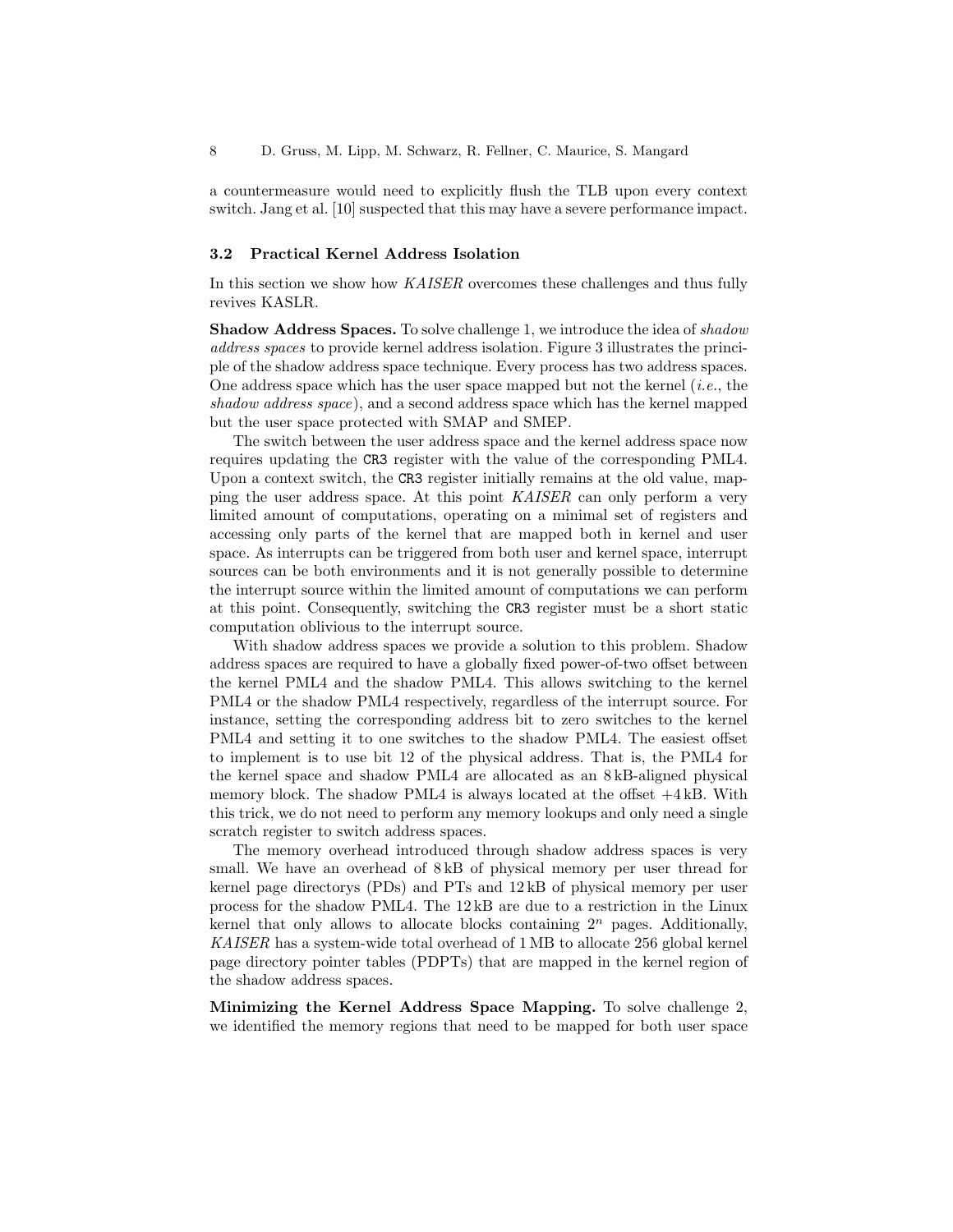a countermeasure would need to explicitly flush the TLB upon every context switch. Jang et al. [10] suspected that this may have a severe performance impact.

### 3.2 Practical Kernel Address Isolation

In this section we show how *KAISER* overcomes these challenges and thus fully revives KASLR.

**Shadow Address Spaces.** To solve challenge 1, we introduce the idea of *shadow address spaces* to provide kernel address isolation. Figure 3 illustrates the principle of the shadow address space technique. Every process has two address spaces. One address space which has the user space mapped but not the kernel (*i.e.*, the *shadow address space*), and a second address space which has the kernel mapped but the user space protected with SMAP and SMEP.

The switch between the user address space and the kernel address space now requires updating the `CR3` register with the value of the corresponding PML4. Upon a context switch, the `CR3` register initially remains at the old value, mapping the user address space. At this point *KAISER* can only perform a very limited amount of computations, operating on a minimal set of registers and accessing only parts of the kernel that are mapped both in kernel and user space. As interrupts can be triggered from both user and kernel space, interrupt sources can be both environments and it is not generally possible to determine the interrupt source within the limited amount of computations we can perform at this point. Consequently, switching the `CR3` register must be a short static computation oblivious to the interrupt source.

With shadow address spaces we provide a solution to this problem. Shadow address spaces are required to have a globally fixed power-of-two offset between the kernel PML4 and the shadow PML4. This allows switching to the kernel PML4 or the shadow PML4 respectively, regardless of the interrupt source. For instance, setting the corresponding address bit to zero switches to the kernel PML4 and setting it to one switches to the shadow PML4. The easiest offset to implement is to use bit 12 of the physical address. That is, the PML4 for the kernel space and shadow PML4 are allocated as an 8 kB-aligned physical memory block. The shadow PML4 is always located at the offset +4 kB. With this trick, we do not need to perform any memory lookups and only need a single scratch register to switch address spaces.

The memory overhead introduced through shadow address spaces is very small. We have an overhead of 8 kB of physical memory per user thread for kernel page directorys (PDs) and PTs and 12 kB of physical memory per user process for the shadow PML4. The 12 kB are due to a restriction in the Linux kernel that only allows to allocate blocks containing $2^n$ pages. Additionally, *KAISER* has a system-wide total overhead of 1 MB to allocate 256 global kernel page directory pointer tables (PDPTs) that are mapped in the kernel region of the shadow address spaces.

**Minimizing the Kernel Address Space Mapping.** To solve challenge 2, we identified the memory regions that need to be mapped for both user space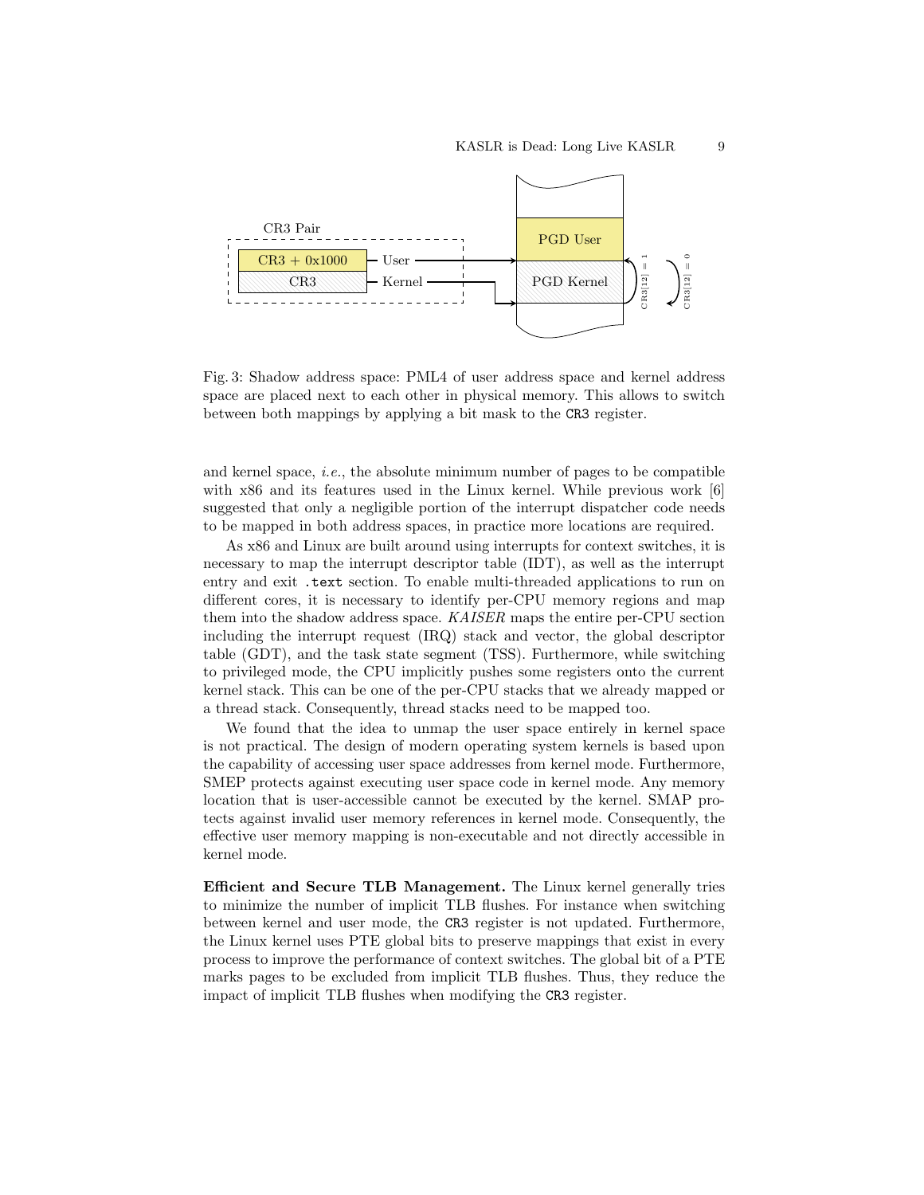CR3 Pair

CR3 + 0x1000 — User

CR3 — Kernel

PGD User

PGD Kernel

CR3[12] = 1

CR3[12] = 0

Fig. 3: Shadow address space: PML4 of user address space and kernel address space are placed next to each other in physical memory. This allows to switch between both mappings by applying a bit mask to the CR3 register.

and kernel space, *i.e.*, the absolute minimum number of pages to be compatible with x86 and its features used in the Linux kernel. While previous work [6] suggested that only a negligible portion of the interrupt dispatcher code needs to be mapped in both address spaces, in practice more locations are required.

As x86 and Linux are built around using interrupts for context switches, it is necessary to map the interrupt descriptor table (IDT), as well as the interrupt entry and exit `.text` section. To enable multi-threaded applications to run on different cores, it is necessary to identify per-CPU memory regions and map them into the shadow address space. *KAISER* maps the entire per-CPU section including the interrupt request (IRQ) stack and vector, the global descriptor table (GDT), and the task state segment (TSS). Furthermore, while switching to privileged mode, the CPU implicitly pushes some registers onto the current kernel stack. This can be one of the per-CPU stacks that we already mapped or a thread stack. Consequently, thread stacks need to be mapped too.

We found that the idea to unmap the user space entirely in kernel space is not practical. The design of modern operating system kernels is based upon the capability of accessing user space addresses from kernel mode. Furthermore, SMEP protects against executing user space code in kernel mode. Any memory location that is user-accessible cannot be executed by the kernel. SMAP protects against invalid user memory references in kernel mode. Consequently, the effective user memory mapping is non-executable and not directly accessible in kernel mode.

**Efficient and Secure TLB Management.** The Linux kernel generally tries to minimize the number of implicit TLB flushes. For instance when switching between kernel and user mode, the CR3 register is not updated. Furthermore, the Linux kernel uses PTE global bits to preserve mappings that exist in every process to improve the performance of context switches. The global bit of a PTE marks pages to be excluded from implicit TLB flushes. Thus, they reduce the impact of implicit TLB flushes when modifying the CR3 register.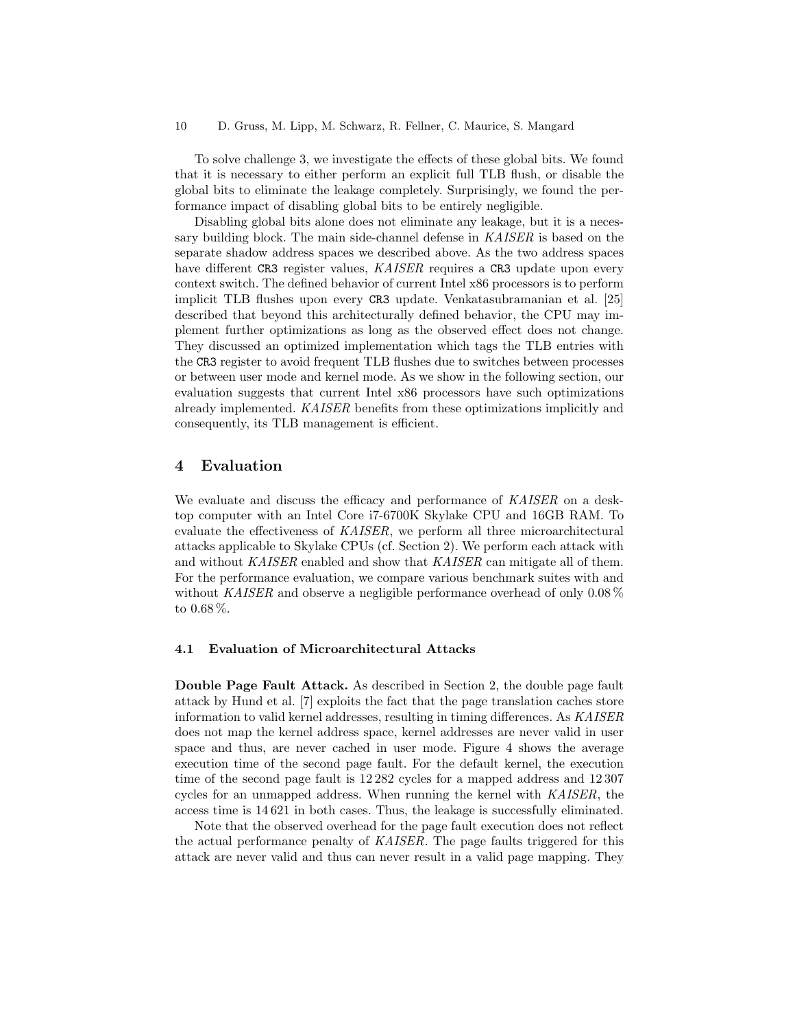To solve challenge 3, we investigate the effects of these global bits. We found that it is necessary to either perform an explicit full TLB flush, or disable the global bits to eliminate the leakage completely. Surprisingly, we found the performance impact of disabling global bits to be entirely negligible.

Disabling global bits alone does not eliminate any leakage, but it is a necessary building block. The main side-channel defense in *KAISER* is based on the separate shadow address spaces we described above. As the two address spaces have different `CR3` register values, *KAISER* requires a `CR3` update upon every context switch. The defined behavior of current Intel x86 processors is to perform implicit TLB flushes upon every `CR3` update. Venkatasubramanian et al. [25] described that beyond this architecturally defined behavior, the CPU may implement further optimizations as long as the observed effect does not change. They discussed an optimized implementation which tags the TLB entries with the `CR3` register to avoid frequent TLB flushes due to switches between processes or between user mode and kernel mode. As we show in the following section, our evaluation suggests that current Intel x86 processors have such optimizations already implemented. *KAISER* benefits from these optimizations implicitly and consequently, its TLB management is efficient.

## 4 Evaluation

We evaluate and discuss the efficacy and performance of *KAISER* on a desktop computer with an Intel Core i7-6700K Skylake CPU and 16GB RAM. To evaluate the effectiveness of *KAISER*, we perform all three microarchitectural attacks applicable to Skylake CPUs (cf. Section 2). We perform each attack with and without *KAISER* enabled and show that *KAISER* can mitigate all of them. For the performance evaluation, we compare various benchmark suites with and without *KAISER* and observe a negligible performance overhead of only 0.08 % to 0.68 %.

### 4.1 Evaluation of Microarchitectural Attacks

**Double Page Fault Attack.** As described in Section 2, the double page fault attack by Hund et al. [7] exploits the fact that the page translation caches store information to valid kernel addresses, resulting in timing differences. As *KAISER* does not map the kernel address space, kernel addresses are never valid in user space and thus, are never cached in user mode. Figure 4 shows the average execution time of the second page fault. For the default kernel, the execution time of the second page fault is 12 282 cycles for a mapped address and 12 307 cycles for an unmapped address. When running the kernel with *KAISER*, the access time is 14 621 in both cases. Thus, the leakage is successfully eliminated.

Note that the observed overhead for the page fault execution does not reflect the actual performance penalty of *KAISER*. The page faults triggered for this attack are never valid and thus can never result in a valid page mapping. They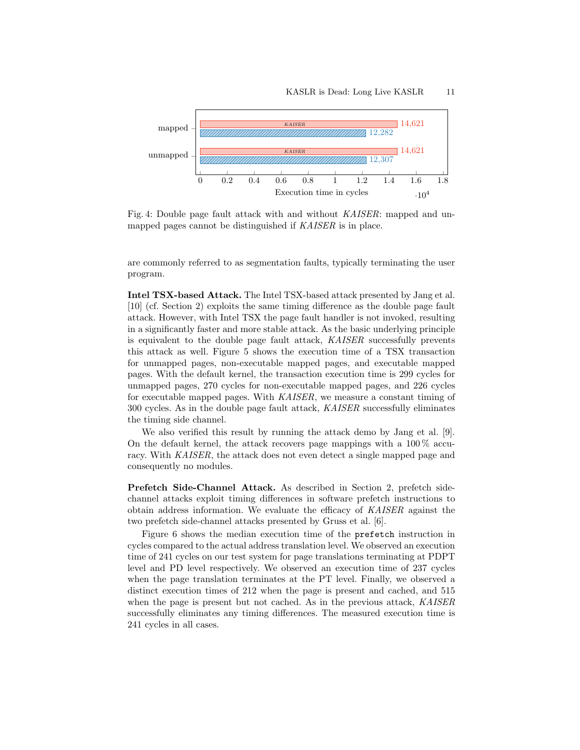Fig. 4: Double page fault attack with and without *KAISER*: mapped and unmapped pages cannot be distinguished if *KAISER* is in place.

are commonly referred to as segmentation faults, typically terminating the user program.

**Intel TSX-based Attack.** The Intel TSX-based attack presented by Jang et al. [10] (cf. Section 2) exploits the same timing difference as the double page fault attack. However, with Intel TSX the page fault handler is not invoked, resulting in a significantly faster and more stable attack. As the basic underlying principle is equivalent to the double page fault attack, *KAISER* successfully prevents this attack as well. Figure 5 shows the execution time of a TSX transaction for unmapped pages, non-executable mapped pages, and executable mapped pages. With the default kernel, the transaction execution time is 299 cycles for unmapped pages, 270 cycles for non-executable mapped pages, and 226 cycles for executable mapped pages. With *KAISER*, we measure a constant timing of 300 cycles. As in the double page fault attack, *KAISER* successfully eliminates the timing side channel.

We also verified this result by running the attack demo by Jang et al. [9]. On the default kernel, the attack recovers page mappings with a 100 % accuracy. With *KAISER*, the attack does not even detect a single mapped page and consequently no modules.

**Prefetch Side-Channel Attack.** As described in Section 2, prefetch side-channel attacks exploit timing differences in software prefetch instructions to obtain address information. We evaluate the efficacy of *KAISER* against the two prefetch side-channel attacks presented by Gruss et al. [6].

Figure 6 shows the median execution time of the `prefetch` instruction in cycles compared to the actual address translation level. We observed an execution time of 241 cycles on our test system for page translations terminating at PDPT level and PD level respectively. We observed an execution time of 237 cycles when the page translation terminates at the PT level. Finally, we observed a distinct execution times of 212 when the page is present and cached, and 515 when the page is present but not cached. As in the previous attack, *KAISER* successfully eliminates any timing differences. The measured execution time is 241 cycles in all cases.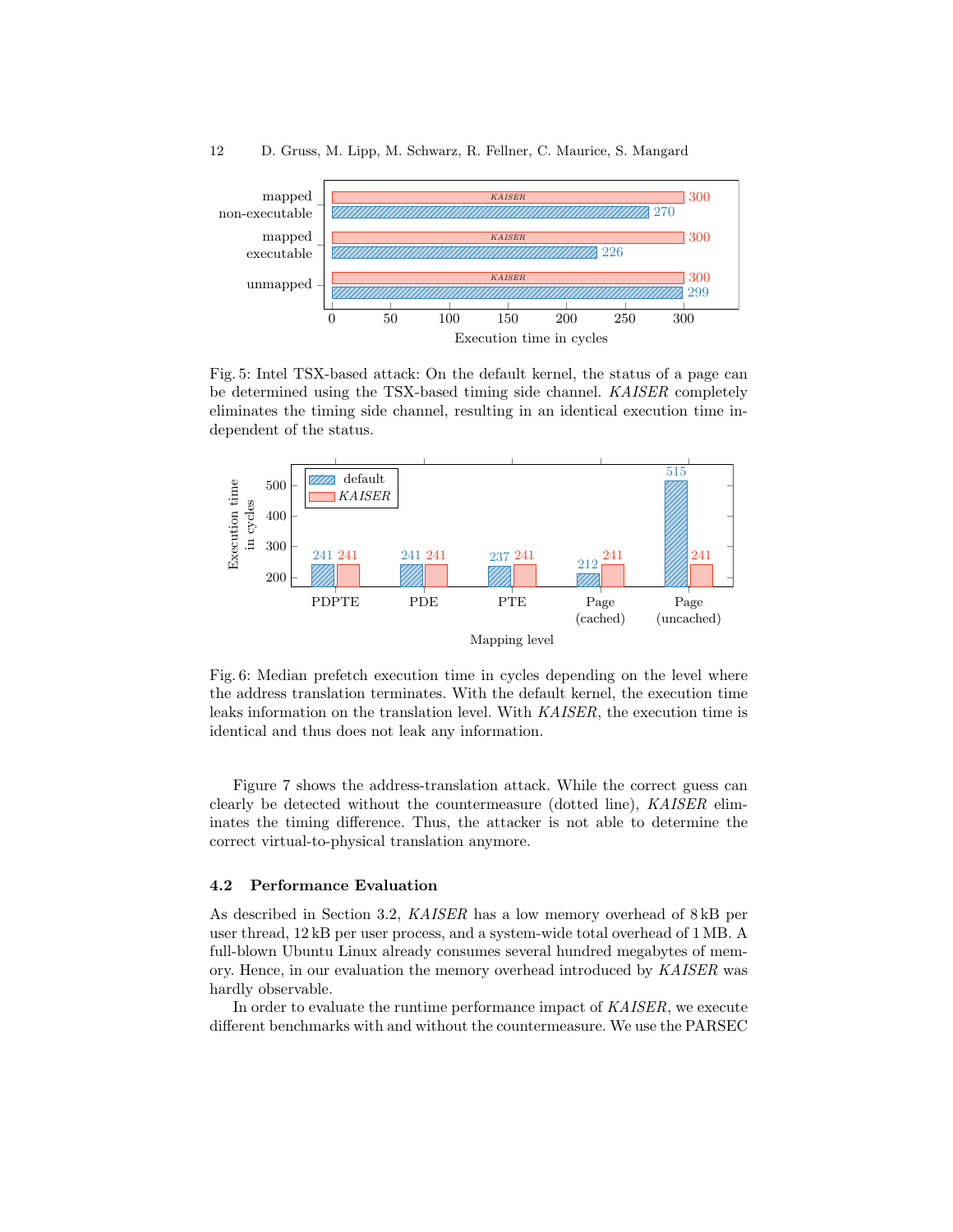Fig. 5: Intel TSX-based attack: On the default kernel, the status of a page can be determined using the TSX-based timing side channel. *KAISER* completely eliminates the timing side channel, resulting in an identical execution time independent of the status.

Fig. 6: Median prefetch execution time in cycles depending on the level where the address translation terminates. With the default kernel, the execution time leaks information on the translation level. With *KAISER*, the execution time is identical and thus does not leak any information.

Figure 7 shows the address-translation attack. While the correct guess can clearly be detected without the countermeasure (dotted line), *KAISER* eliminates the timing difference. Thus, the attacker is not able to determine the correct virtual-to-physical translation anymore.

### 4.2 Performance Evaluation

As described in Section 3.2, *KAISER* has a low memory overhead of 8 kB per user thread, 12 kB per user process, and a system-wide total overhead of 1 MB. A full-blown Ubuntu Linux already consumes several hundred megabytes of memory. Hence, in our evaluation the memory overhead introduced by *KAISER* was hardly observable.

In order to evaluate the runtime performance impact of *KAISER*, we execute different benchmarks with and without the countermeasure. We use the PARSEC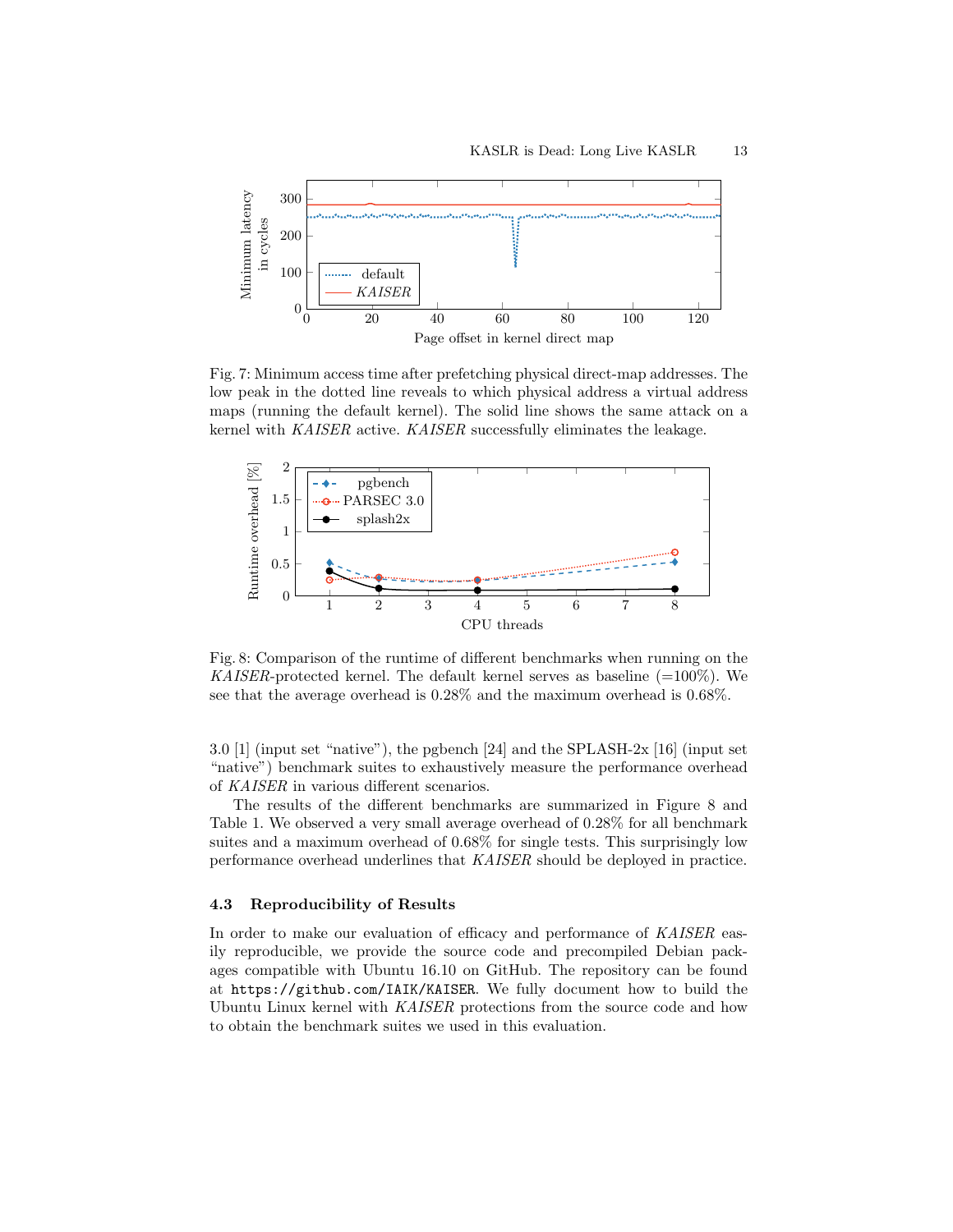Fig. 7: Minimum access time after prefetching physical direct-map addresses. The low peak in the dotted line reveals to which physical address a virtual address maps (running the default kernel). The solid line shows the same attack on a kernel with *KAISER* active. *KAISER* successfully eliminates the leakage.

Fig. 8: Comparison of the runtime of different benchmarks when running on the *KAISER*-protected kernel. The default kernel serves as baseline (=100%). We see that the average overhead is 0.28% and the maximum overhead is 0.68%.

3.0 [1] (input set "native"), the pgbench [24] and the SPLASH-2x [16] (input set "native") benchmark suites to exhaustively measure the performance overhead of *KAISER* in various different scenarios.

The results of the different benchmarks are summarized in Figure 8 and Table 1. We observed a very small average overhead of 0.28% for all benchmark suites and a maximum overhead of 0.68% for single tests. This surprisingly low performance overhead underlines that *KAISER* should be deployed in practice.

### 4.3 Reproducibility of Results

In order to make our evaluation of efficacy and performance of *KAISER* easily reproducible, we provide the source code and precompiled Debian packages compatible with Ubuntu 16.10 on GitHub. The repository can be found at `https://github.com/IAIK/KAISER`. We fully document how to build the Ubuntu Linux kernel with *KAISER* protections from the source code and how to obtain the benchmark suites we used in this evaluation.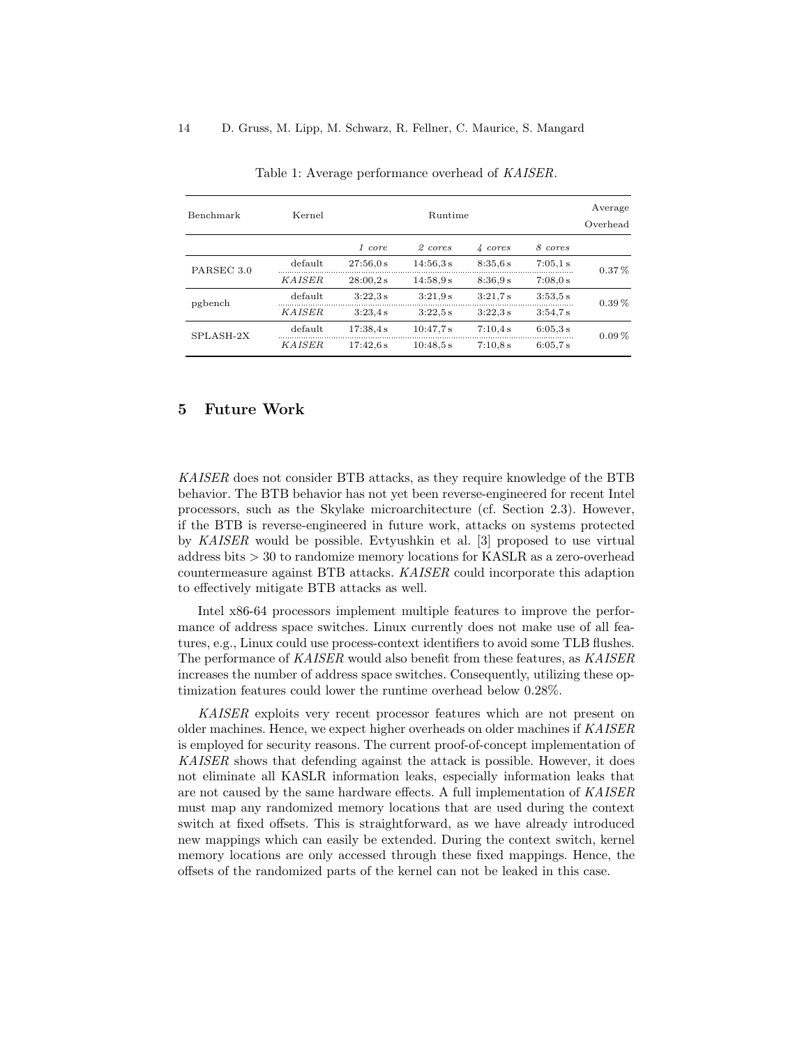Table 1: Average performance overhead of *KAISER*.

| Benchmark | Kernel | Runtime | | | | Average Overhead |
|---|---|---|---|---|---|---|
| | | *1 core* | *2 cores* | *4 cores* | *8 cores* | |
| PARSEC 3.0 | default | 27:56,0 s | 14:56,3 s | 8:35,6 s | 7:05,1 s | 0.37 % |
| | *KAISER* | 28:00,2 s | 14:58,9 s | 8:36,9 s | 7:08,0 s | |
| pgbench | default | 3:22,3 s | 3:21,9 s | 3:21,7 s | 3:53,5 s | 0.39 % |
| | *KAISER* | 3:23,4 s | 3:22,5 s | 3:22,3 s | 3:54,7 s | |
| SPLASH-2X | default | 17:38,4 s | 10:47,7 s | 7:10,4 s | 6:05,3 s | 0.09 % |
| | *KAISER* | 17:42,6 s | 10:48,5 s | 7:10,8 s | 6:05,7 s | |

## 5 Future Work

*KAISER* does not consider BTB attacks, as they require knowledge of the BTB behavior. The BTB behavior has not yet been reverse-engineered for recent Intel processors, such as the Skylake microarchitecture (cf. Section 2.3). However, if the BTB is reverse-engineered in future work, attacks on systems protected by *KAISER* would be possible. Evtyushkin et al. [3] proposed to use virtual address bits $> 30$ to randomize memory locations for KASLR as a zero-overhead countermeasure against BTB attacks. *KAISER* could incorporate this adaption to effectively mitigate BTB attacks as well.

Intel x86-64 processors implement multiple features to improve the performance of address space switches. Linux currently does not make use of all features, e.g., Linux could use process-context identifiers to avoid some TLB flushes. The performance of *KAISER* would also benefit from these features, as *KAISER* increases the number of address space switches. Consequently, utilizing these optimization features could lower the runtime overhead below 0.28%.

*KAISER* exploits very recent processor features which are not present on older machines. Hence, we expect higher overheads on older machines if *KAISER* is employed for security reasons. The current proof-of-concept implementation of *KAISER* shows that defending against the attack is possible. However, it does not eliminate all KASLR information leaks, especially information leaks that are not caused by the same hardware effects. A full implementation of *KAISER* must map any randomized memory locations that are used during the context switch at fixed offsets. This is straightforward, as we have already introduced new mappings which can easily be extended. During the context switch, kernel memory locations are only accessed through these fixed mappings. Hence, the offsets of the randomized parts of the kernel can not be leaked in this case.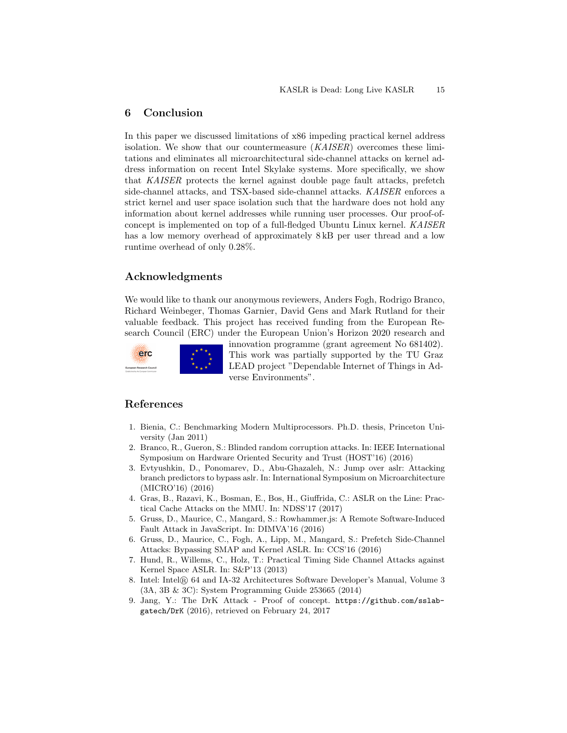## 6 Conclusion

In this paper we discussed limitations of x86 impeding practical kernel address isolation. We show that our countermeasure (*KAISER*) overcomes these limitations and eliminates all microarchitectural side-channel attacks on kernel address information on recent Intel Skylake systems. More specifically, we show that *KAISER* protects the kernel against double page fault attacks, prefetch side-channel attacks, and TSX-based side-channel attacks. *KAISER* enforces a strict kernel and user space isolation such that the hardware does not hold any information about kernel addresses while running user processes. Our proof-of-concept is implemented on top of a full-fledged Ubuntu Linux kernel. *KAISER* has a low memory overhead of approximately 8 kB per user thread and a low runtime overhead of only 0.28%.

## Acknowledgments

We would like to thank our anonymous reviewers, Anders Fogh, Rodrigo Branco, Richard Weinbeger, Thomas Garnier, David Gens and Mark Rutland for their valuable feedback. This project has received funding from the European Research Council (ERC) under the European Union's Horizon 2020 research and innovation programme (grant agreement No 681402). This work was partially supported by the TU Graz LEAD project "Dependable Internet of Things in Adverse Environments".

## References

1. Bienia, C.: Benchmarking Modern Multiprocessors. Ph.D. thesis, Princeton University (Jan 2011)
2. Branco, R., Gueron, S.: Blinded random corruption attacks. In: IEEE International Symposium on Hardware Oriented Security and Trust (HOST'16) (2016)
3. Evtyushkin, D., Ponomarev, D., Abu-Ghazaleh, N.: Jump over aslr: Attacking branch predictors to bypass aslr. In: International Symposium on Microarchitecture (MICRO'16) (2016)
4. Gras, B., Razavi, K., Bosman, E., Bos, H., Giuffrida, C.: ASLR on the Line: Practical Cache Attacks on the MMU. In: NDSS'17 (2017)
5. Gruss, D., Maurice, C., Mangard, S.: Rowhammer.js: A Remote Software-Induced Fault Attack in JavaScript. In: DIMVA'16 (2016)
6. Gruss, D., Maurice, C., Fogh, A., Lipp, M., Mangard, S.: Prefetch Side-Channel Attacks: Bypassing SMAP and Kernel ASLR. In: CCS'16 (2016)
7. Hund, R., Willems, C., Holz, T.: Practical Timing Side Channel Attacks against Kernel Space ASLR. In: S&P'13 (2013)
8. Intel: Intel® 64 and IA-32 Architectures Software Developer's Manual, Volume 3 (3A, 3B & 3C): System Programming Guide 253665 (2014)
9. Jang, Y.: The DrK Attack - Proof of concept. https://github.com/sslab-gatech/DrK (2016), retrieved on February 24, 2017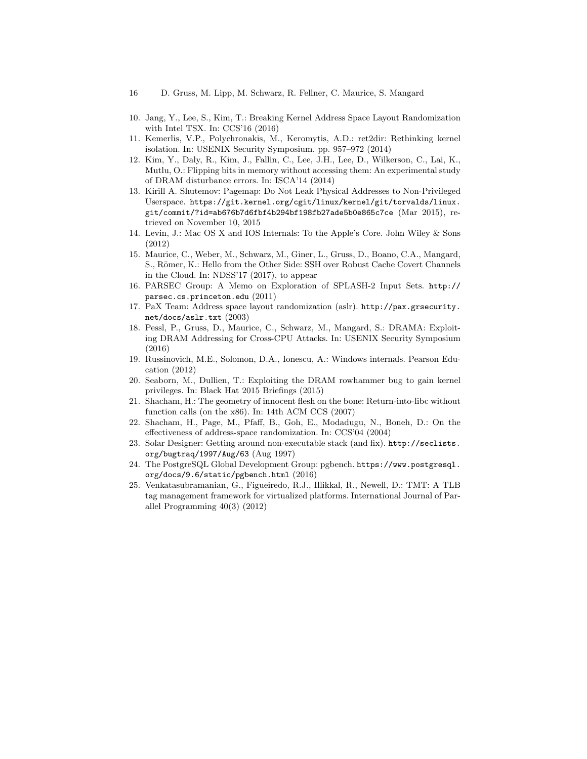10. Jang, Y., Lee, S., Kim, T.: Breaking Kernel Address Space Layout Randomization with Intel TSX. In: CCS'16 (2016)
11. Kemerlis, V.P., Polychronakis, M., Keromytis, A.D.: ret2dir: Rethinking kernel isolation. In: USENIX Security Symposium. pp. 957–972 (2014)
12. Kim, Y., Daly, R., Kim, J., Fallin, C., Lee, J.H., Lee, D., Wilkerson, C., Lai, K., Mutlu, O.: Flipping bits in memory without accessing them: An experimental study of DRAM disturbance errors. In: ISCA'14 (2014)
13. Kirill A. Shutemov: Pagemap: Do Not Leak Physical Addresses to Non-Privileged Userspace. `https://git.kernel.org/cgit/linux/kernel/git/torvalds/linux.git/commit/?id=ab676b7d6fbf4b294bf198fb27ade5b0e865c7ce` (Mar 2015), retrieved on November 10, 2015
14. Levin, J.: Mac OS X and IOS Internals: To the Apple's Core. John Wiley & Sons (2012)
15. Maurice, C., Weber, M., Schwarz, M., Giner, L., Gruss, D., Boano, C.A., Mangard, S., Römer, K.: Hello from the Other Side: SSH over Robust Cache Covert Channels in the Cloud. In: NDSS'17 (2017), to appear
16. PARSEC Group: A Memo on Exploration of SPLASH-2 Input Sets. `http://parsec.cs.princeton.edu` (2011)
17. PaX Team: Address space layout randomization (aslr). `http://pax.grsecurity.net/docs/aslr.txt` (2003)
18. Pessl, P., Gruss, D., Maurice, C., Schwarz, M., Mangard, S.: DRAMA: Exploiting DRAM Addressing for Cross-CPU Attacks. In: USENIX Security Symposium (2016)
19. Russinovich, M.E., Solomon, D.A., Ionescu, A.: Windows internals. Pearson Education (2012)
20. Seaborn, M., Dullien, T.: Exploiting the DRAM rowhammer bug to gain kernel privileges. In: Black Hat 2015 Briefings (2015)
21. Shacham, H.: The geometry of innocent flesh on the bone: Return-into-libc without function calls (on the x86). In: 14th ACM CCS (2007)
22. Shacham, H., Page, M., Pfaff, B., Goh, E., Modadugu, N., Boneh, D.: On the effectiveness of address-space randomization. In: CCS'04 (2004)
23. Solar Designer: Getting around non-executable stack (and fix). `http://seclists.org/bugtraq/1997/Aug/63` (Aug 1997)
24. The PostgreSQL Global Development Group: pgbench. `https://www.postgresql.org/docs/9.6/static/pgbench.html` (2016)
25. Venkatasubramanian, G., Figueiredo, R.J., Illikkal, R., Newell, D.: TMT: A TLB tag management framework for virtualized platforms. International Journal of Parallel Programming 40(3) (2012)